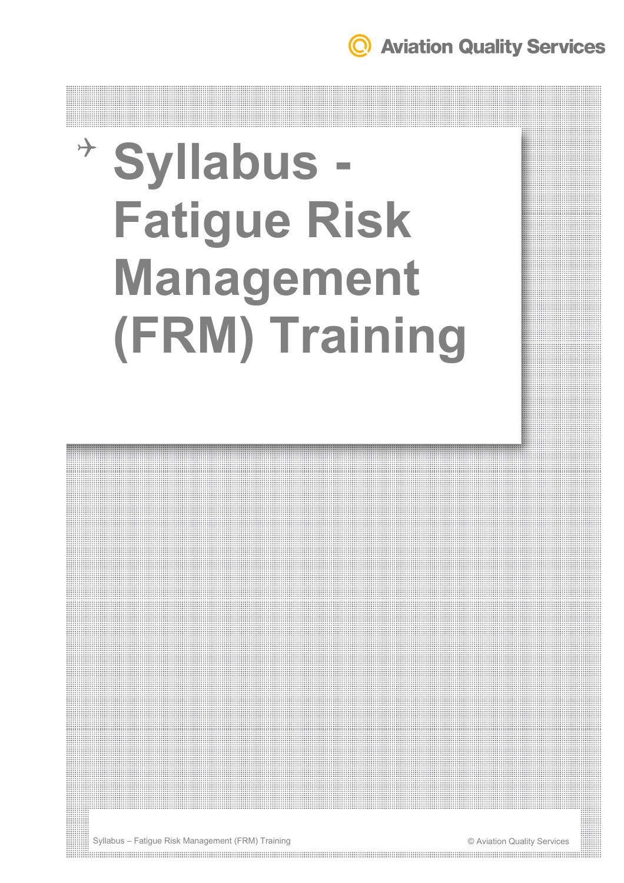# Syllabus - Fatigue Risk Management (FRM) Training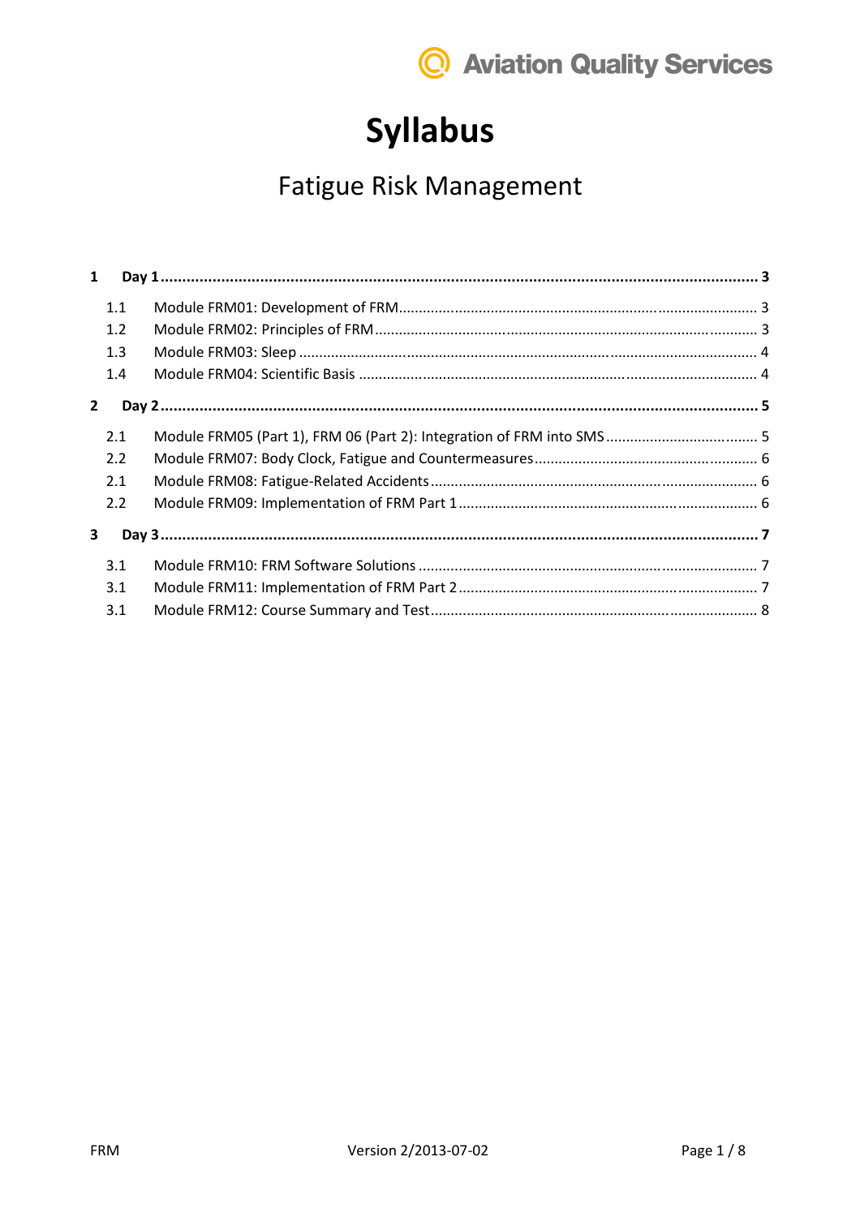# Syllabus

## Fatigue Risk Management

**1 Day 1 .......... 3**

- 1.1 Module FRM01: Development of FRM .......... 3
- 1.2 Module FRM02: Principles of FRM .......... 3
- 1.3 Module FRM03: Sleep .......... 4
- 1.4 Module FRM04: Scientific Basis .......... 4

**2 Day 2 .......... 5**

- 2.1 Module FRM05 (Part 1), FRM 06 (Part 2): Integration of FRM into SMS .......... 5
- 2.2 Module FRM07: Body Clock, Fatigue and Countermeasures .......... 6
- 2.1 Module FRM08: Fatigue-Related Accidents .......... 6
- 2.2 Module FRM09: Implementation of FRM Part 1 .......... 6

**3 Day 3 .......... 7**

- 3.1 Module FRM10: FRM Software Solutions .......... 7
- 3.1 Module FRM11: Implementation of FRM Part 2 .......... 7
- 3.1 Module FRM12: Course Summary and Test .......... 8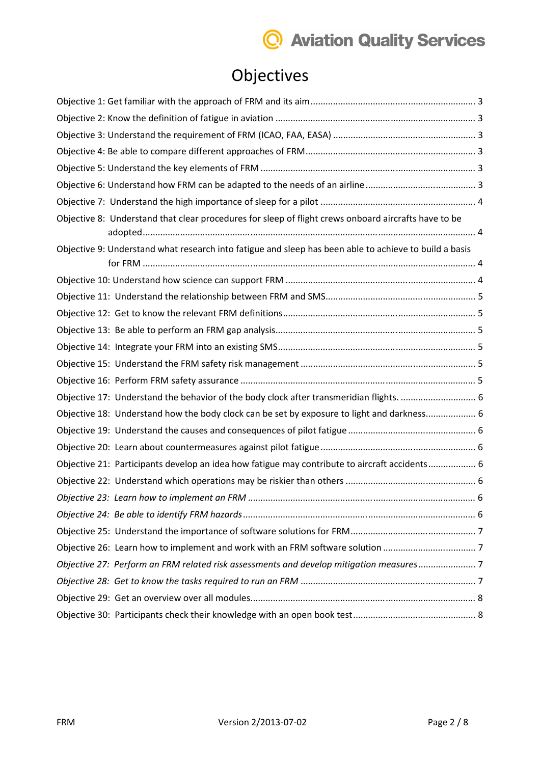# Objectives

Objective 1: Get familiar with the approach of FRM and its aim ..... 3
Objective 2: Know the definition of fatigue in aviation ..... 3
Objective 3: Understand the requirement of FRM (ICAO, FAA, EASA) ..... 3
Objective 4: Be able to compare different approaches of FRM ..... 3
Objective 5: Understand the key elements of FRM ..... 3
Objective 6: Understand how FRM can be adapted to the needs of an airline ..... 3
Objective 7: Understand the high importance of sleep for a pilot ..... 4
Objective 8: Understand that clear procedures for sleep of flight crews onboard aircrafts have to be adopted ..... 4
Objective 9: Understand what research into fatigue and sleep has been able to achieve to build a basis for FRM ..... 4
Objective 10: Understand how science can support FRM ..... 4
Objective 11: Understand the relationship between FRM and SMS ..... 5
Objective 12: Get to know the relevant FRM definitions ..... 5
Objective 13: Be able to perform an FRM gap analysis ..... 5
Objective 14: Integrate your FRM into an existing SMS ..... 5
Objective 15: Understand the FRM safety risk management ..... 5
Objective 16: Perform FRM safety assurance ..... 5
Objective 17: Understand the behavior of the body clock after transmeridian flights. ..... 6
Objective 18: Understand how the body clock can be set by exposure to light and darkness ..... 6
Objective 19: Understand the causes and consequences of pilot fatigue ..... 6
Objective 20: Learn about countermeasures against pilot fatigue ..... 6
Objective 21: Participants develop an idea how fatigue may contribute to aircraft accidents ..... 6
Objective 22: Understand which operations may be riskier than others ..... 6
*Objective 23: Learn how to implement an FRM* ..... 6
*Objective 24: Be able to identify FRM hazards* ..... 6
Objective 25: Understand the importance of software solutions for FRM ..... 7
Objective 26: Learn how to implement and work with an FRM software solution ..... 7
*Objective 27: Perform an FRM related risk assessments and develop mitigation measures* ..... 7
*Objective 28: Get to know the tasks required to run an FRM* ..... 7
Objective 29: Get an overview over all modules ..... 8
Objective 30: Participants check their knowledge with an open book test ..... 8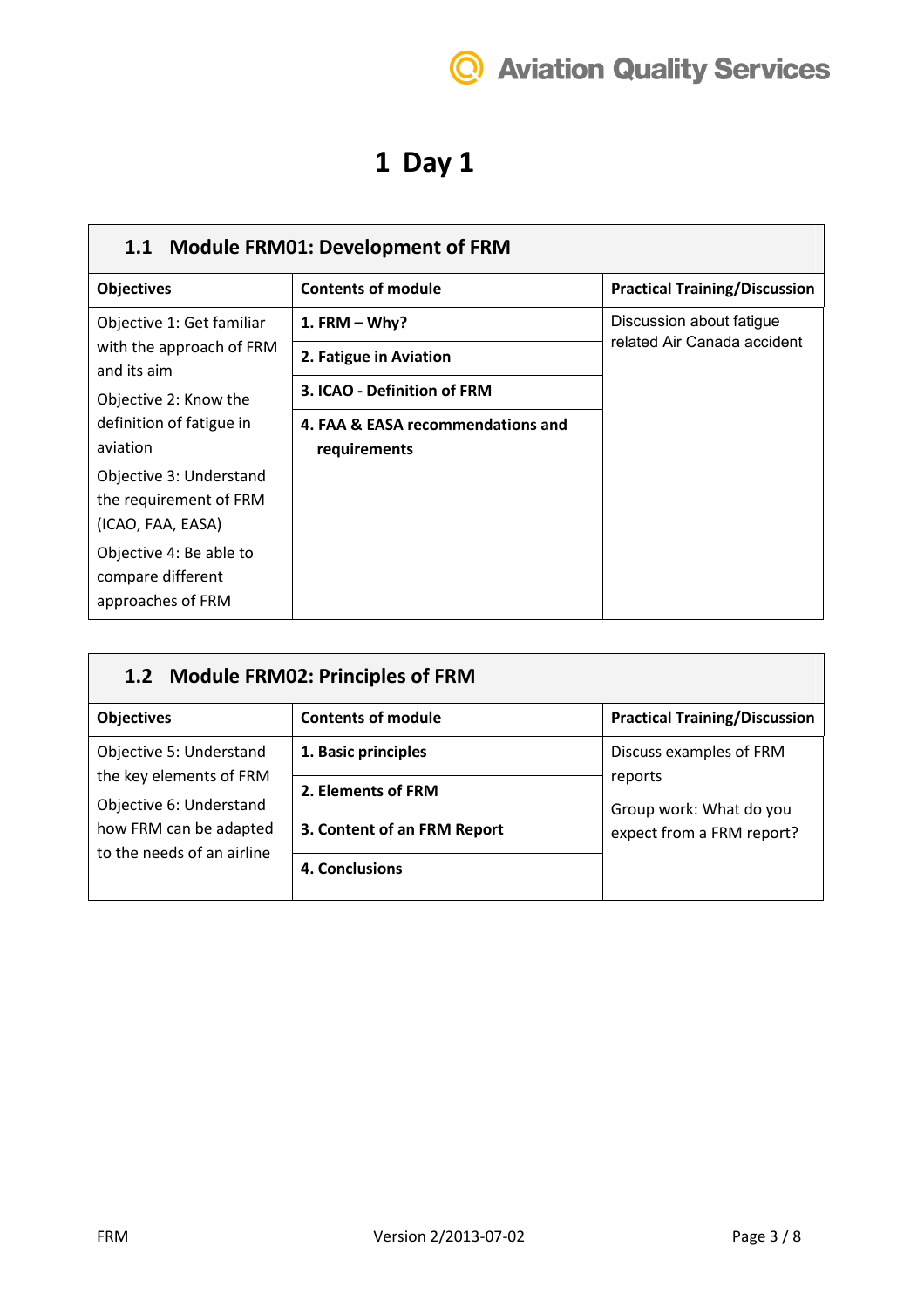# 1 Day 1

## 1.1 Module FRM01: Development of FRM

| Objectives | Contents of module | Practical Training/Discussion |
|---|---|---|
| Objective 1: Get familiar with the approach of FRM and its aim<br>Objective 2: Know the definition of fatigue in aviation<br>Objective 3: Understand the requirement of FRM (ICAO, FAA, EASA)<br>Objective 4: Be able to compare different approaches of FRM | **1. FRM – Why?**<br>**2. Fatigue in Aviation**<br>**3. ICAO - Definition of FRM**<br>**4. FAA & EASA recommendations and requirements** | Discussion about fatigue related Air Canada accident |

## 1.2 Module FRM02: Principles of FRM

| Objectives | Contents of module | Practical Training/Discussion |
|---|---|---|
| Objective 5: Understand the key elements of FRM<br>Objective 6: Understand how FRM can be adapted to the needs of an airline | **1. Basic principles**<br>**2. Elements of FRM**<br>**3. Content of an FRM Report**<br>**4. Conclusions** | Discuss examples of FRM reports<br>Group work: What do you expect from a FRM report? |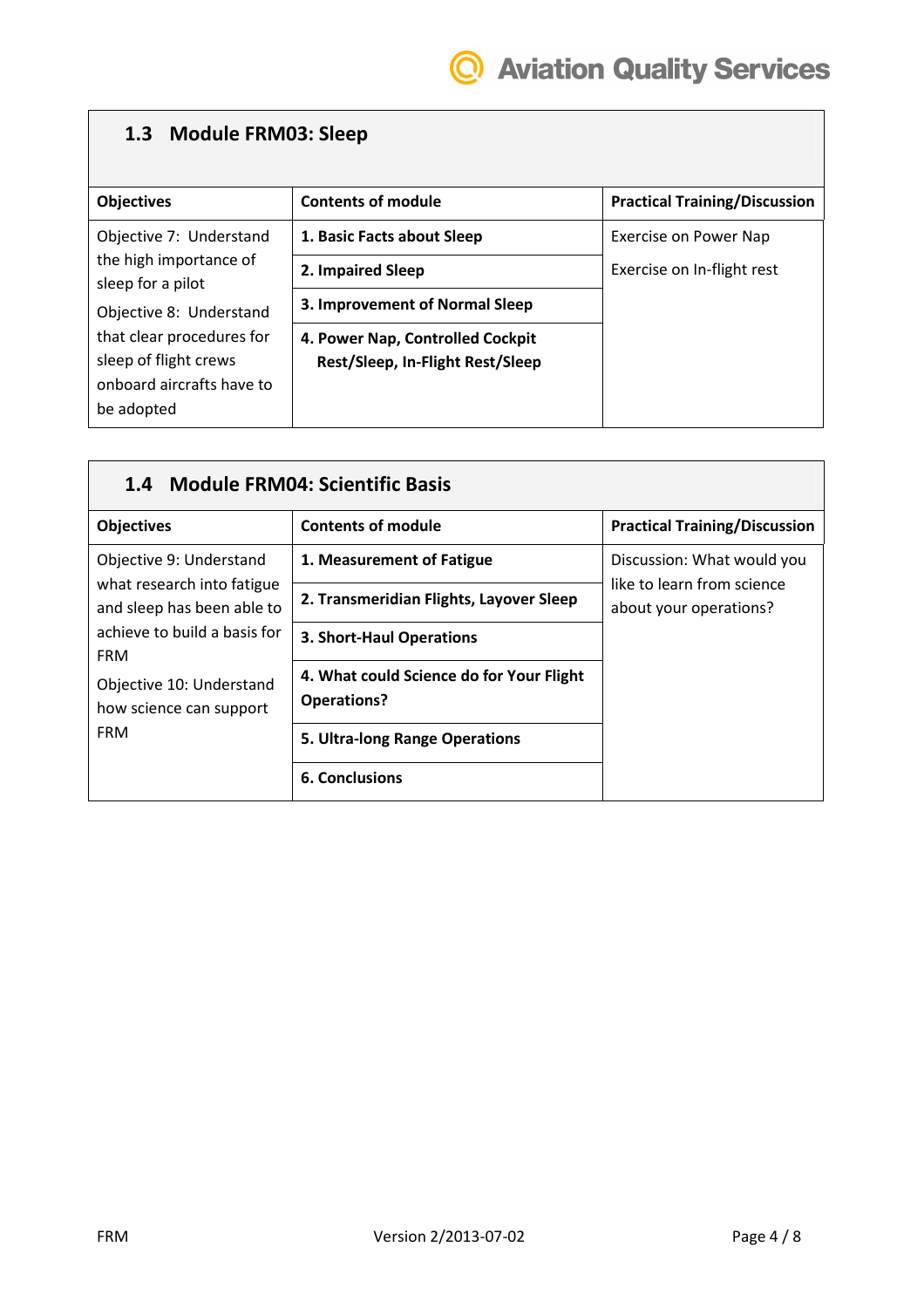### 1.3 Module FRM03: Sleep

| Objectives | Contents of module | Practical Training/Discussion |
|---|---|---|
| Objective 7: Understand the high importance of sleep for a pilot | **1. Basic Facts about Sleep** | Exercise on Power Nap |
| | **2. Impaired Sleep** | Exercise on In-flight rest |
| Objective 8: Understand that clear procedures for sleep of flight crews onboard aircrafts have to be adopted | **3. Improvement of Normal Sleep** | |
| | **4. Power Nap, Controlled Cockpit Rest/Sleep, In-Flight Rest/Sleep** | |

### 1.4 Module FRM04: Scientific Basis

| Objectives | Contents of module | Practical Training/Discussion |
|---|---|---|
| Objective 9: Understand what research into fatigue and sleep has been able to achieve to build a basis for FRM | **1. Measurement of Fatigue** | Discussion: What would you like to learn from science about your operations? |
| | **2. Transmeridian Flights, Layover Sleep** | |
| | **3. Short-Haul Operations** | |
| Objective 10: Understand how science can support FRM | **4. What could Science do for Your Flight Operations?** | |
| | **5. Ultra-long Range Operations** | |
| | **6. Conclusions** | |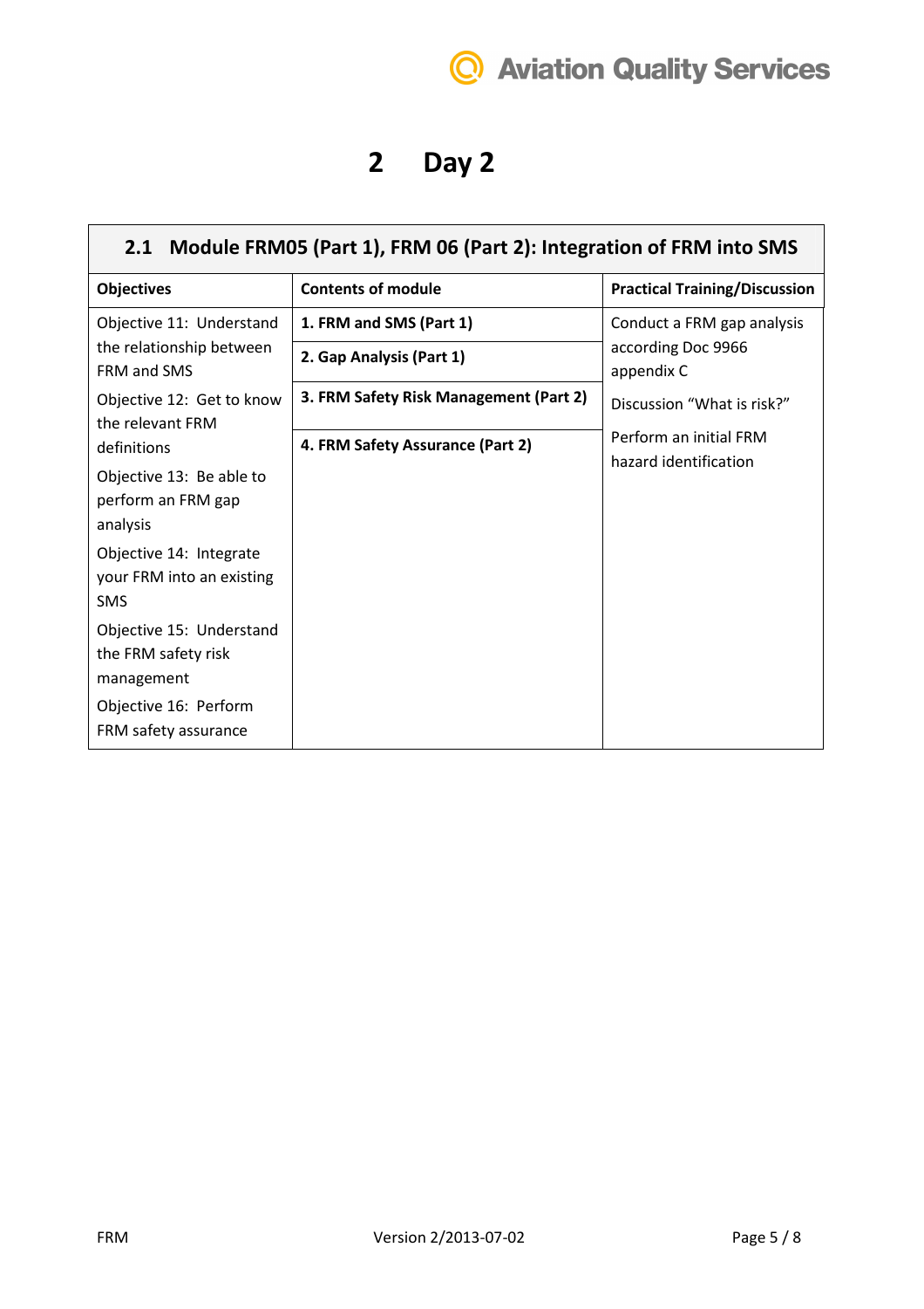# 2 Day 2

## 2.1 Module FRM05 (Part 1), FRM 06 (Part 2): Integration of FRM into SMS

| Objectives | Contents of module | Practical Training/Discussion |
|---|---|---|
| Objective 11: Understand the relationship between FRM and SMS<br>Objective 12: Get to know the relevant FRM definitions<br>Objective 13: Be able to perform an FRM gap analysis<br>Objective 14: Integrate your FRM into an existing SMS<br>Objective 15: Understand the FRM safety risk management<br>Objective 16: Perform FRM safety assurance | **1. FRM and SMS (Part 1)**<br>**2. Gap Analysis (Part 1)**<br>**3. FRM Safety Risk Management (Part 2)**<br>**4. FRM Safety Assurance (Part 2)** | Conduct a FRM gap analysis according Doc 9966 appendix C<br>Discussion "What is risk?"<br>Perform an initial FRM hazard identification |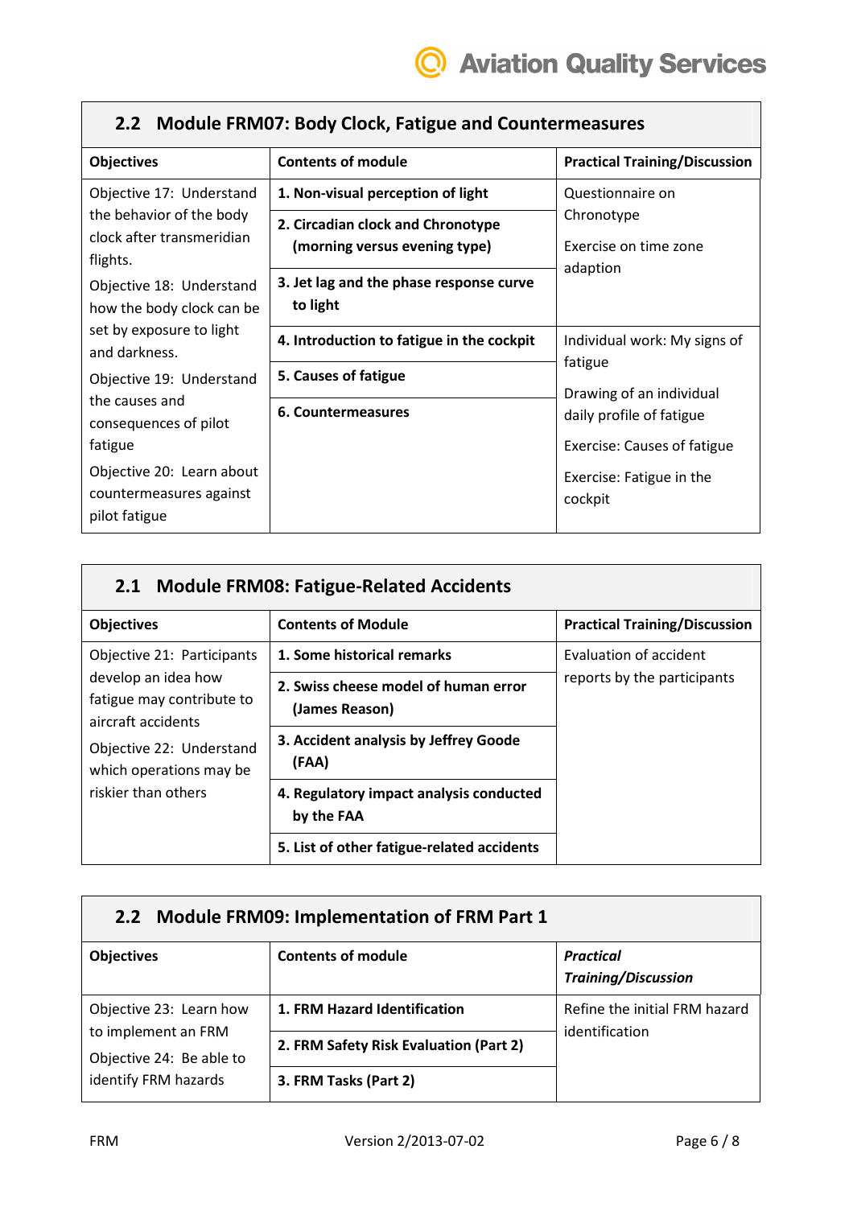## 2.2 Module FRM07: Body Clock, Fatigue and Countermeasures

| Objectives | Contents of module | Practical Training/Discussion |
|---|---|---|
| Objective 17: Understand the behavior of the body clock after transmeridian flights.<br>Objective 18: Understand how the body clock can be set by exposure to light and darkness. | **1. Non-visual perception of light**<br>**2. Circadian clock and Chronotype (morning versus evening type)**<br>**3. Jet lag and the phase response curve to light** | Questionnaire on Chronotype<br>Exercise on time zone adaption |
| Objective 19: Understand the causes and consequences of pilot fatigue<br>Objective 20: Learn about countermeasures against pilot fatigue | **4. Introduction to fatigue in the cockpit**<br>**5. Causes of fatigue**<br>**6. Countermeasures** | Individual work: My signs of fatigue<br>Drawing of an individual daily profile of fatigue<br>Exercise: Causes of fatigue<br>Exercise: Fatigue in the cockpit |

## 2.1 Module FRM08: Fatigue-Related Accidents

| Objectives | Contents of Module | Practical Training/Discussion |
|---|---|---|
| Objective 21: Participants develop an idea how fatigue may contribute to aircraft accidents<br>Objective 22: Understand which operations may be riskier than others | **1. Some historical remarks**<br>**2. Swiss cheese model of human error (James Reason)**<br>**3. Accident analysis by Jeffrey Goode (FAA)**<br>**4. Regulatory impact analysis conducted by the FAA**<br>**5. List of other fatigue-related accidents** | Evaluation of accident reports by the participants |

## 2.2 Module FRM09: Implementation of FRM Part 1

| Objectives | Contents of module | ***Practical Training/Discussion*** |
|---|---|---|
| Objective 23: Learn how to implement an FRM<br>Objective 24: Be able to identify FRM hazards | **1. FRM Hazard Identification**<br>**2. FRM Safety Risk Evaluation (Part 2)**<br>**3. FRM Tasks (Part 2)** | Refine the initial FRM hazard identification |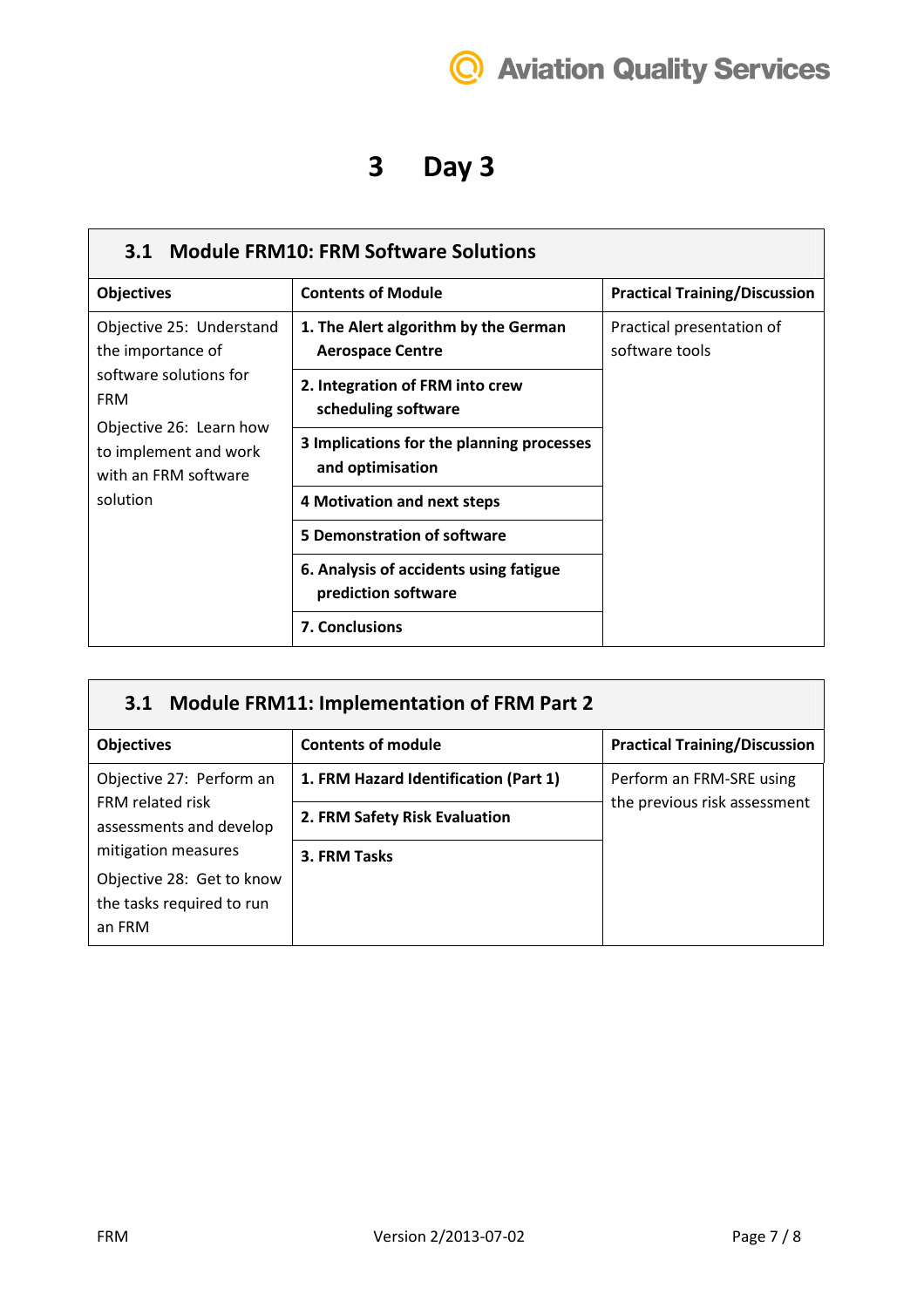# 3 Day 3

## 3.1 Module FRM10: FRM Software Solutions

| Objectives | Contents of Module | Practical Training/Discussion |
| --- | --- | --- |
| Objective 25: Understand the importance of software solutions for FRM<br>Objective 26: Learn how to implement and work with an FRM software solution | **1. The Alert algorithm by the German Aerospace Centre** | Practical presentation of software tools |
| | **2. Integration of FRM into crew scheduling software** | |
| | **3 Implications for the planning processes and optimisation** | |
| | **4 Motivation and next steps** | |
| | **5 Demonstration of software** | |
| | **6. Analysis of accidents using fatigue prediction software** | |
| | **7. Conclusions** | |

## 3.1 Module FRM11: Implementation of FRM Part 2

| Objectives | Contents of module | Practical Training/Discussion |
| --- | --- | --- |
| Objective 27: Perform an FRM related risk assessments and develop mitigation measures<br>Objective 28: Get to know the tasks required to run an FRM | **1. FRM Hazard Identification (Part 1)** | Perform an FRM-SRE using the previous risk assessment |
| | **2. FRM Safety Risk Evaluation** | |
| | **3. FRM Tasks** | |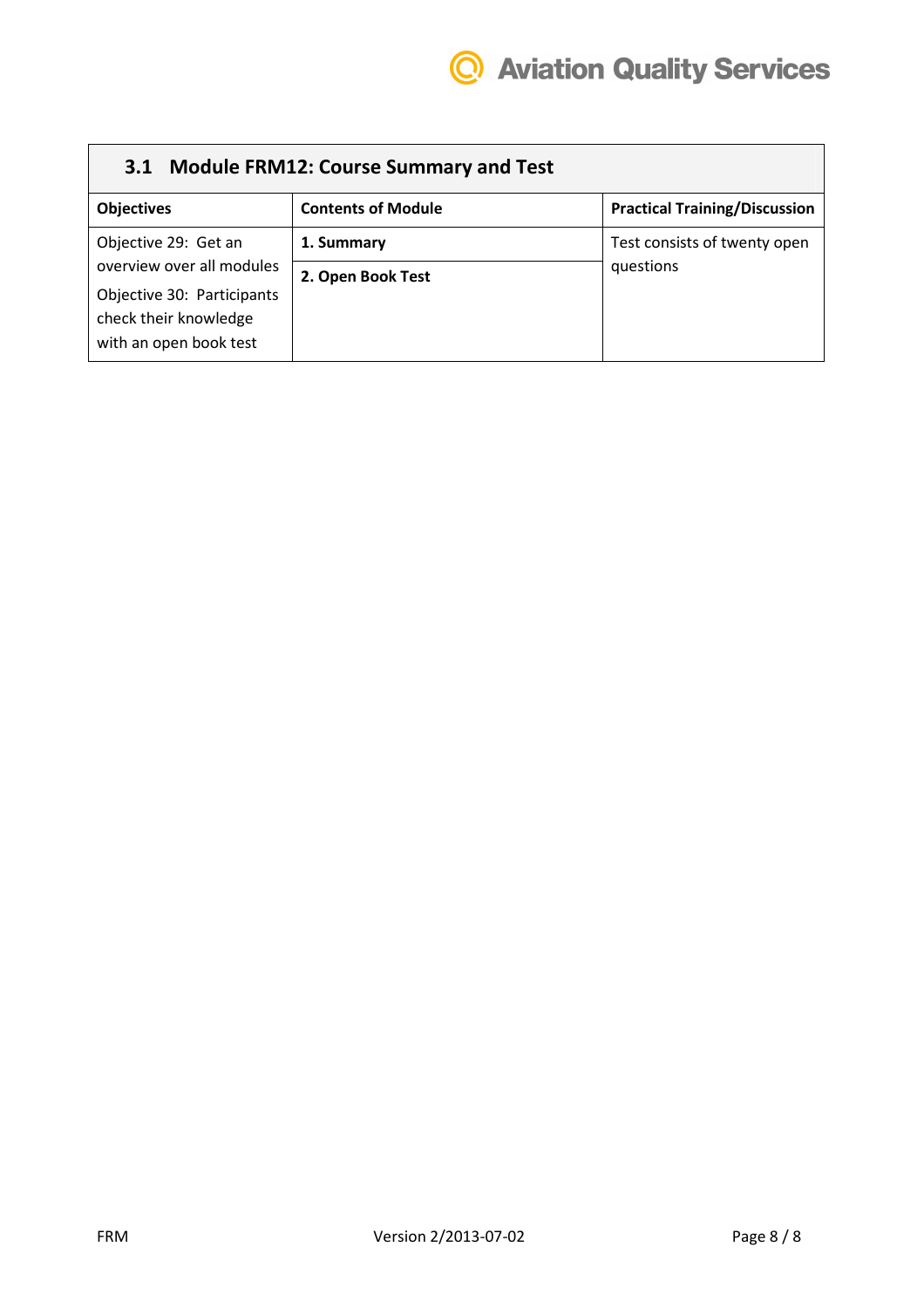## 3.1 Module FRM12: Course Summary and Test

| Objectives | Contents of Module | Practical Training/Discussion |
| --- | --- | --- |
| Objective 29: Get an overview over all modules<br>Objective 30: Participants check their knowledge with an open book test | **1. Summary**<br>**2. Open Book Test** | Test consists of twenty open questions |